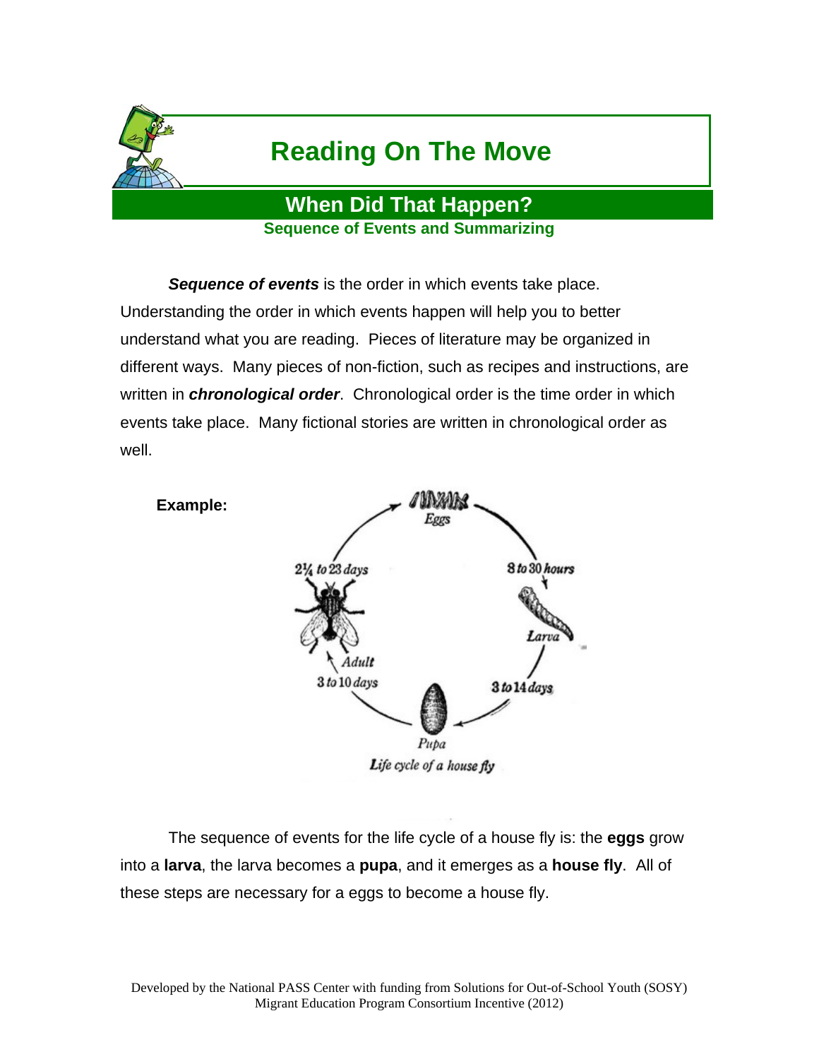# Reading On The Move

## When Did That Happen?

### Sequence of Events and Summarizing

***Sequence of events*** is the order in which events take place. Understanding the order in which events happen will help you to better understand what you are reading. Pieces of literature may be organized in different ways. Many pieces of non-fiction, such as recipes and instructions, are written in ***chronological order***. Chronological order is the time order in which events take place. Many fictional stories are written in chronological order as well.

**Example:**

Eggs → 8 to 30 hours → Larva → 3 to 14 days → Pupa → 3 to 10 days → Adult → 2¼ to 23 days → Eggs

*Life cycle of a house fly*

The sequence of events for the life cycle of a house fly is: the **eggs** grow into a **larva**, the larva becomes a **pupa**, and it emerges as a **house fly**. All of these steps are necessary for a eggs to become a house fly.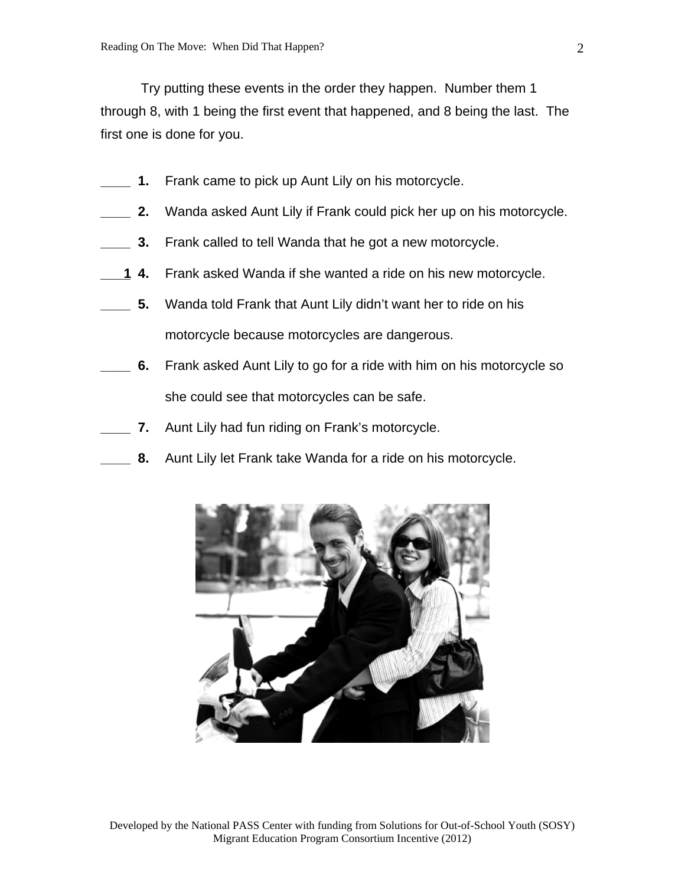Try putting these events in the order they happen. Number them 1 through 8, with 1 being the first event that happened, and 8 being the last. The first one is done for you.

____ **1.** Frank came to pick up Aunt Lily on his motorcycle.

____ **2.** Wanda asked Aunt Lily if Frank could pick her up on his motorcycle.

____ **3.** Frank called to tell Wanda that he got a new motorcycle.

__1__ **4.** Frank asked Wanda if she wanted a ride on his new motorcycle.

____ **5.** Wanda told Frank that Aunt Lily didn't want her to ride on his motorcycle because motorcycles are dangerous.

____ **6.** Frank asked Aunt Lily to go for a ride with him on his motorcycle so she could see that motorcycles can be safe.

____ **7.** Aunt Lily had fun riding on Frank's motorcycle.

____ **8.** Aunt Lily let Frank take Wanda for a ride on his motorcycle.

Developed by the National PASS Center with funding from Solutions for Out-of-School Youth (SOSY) Migrant Education Program Consortium Incentive (2012)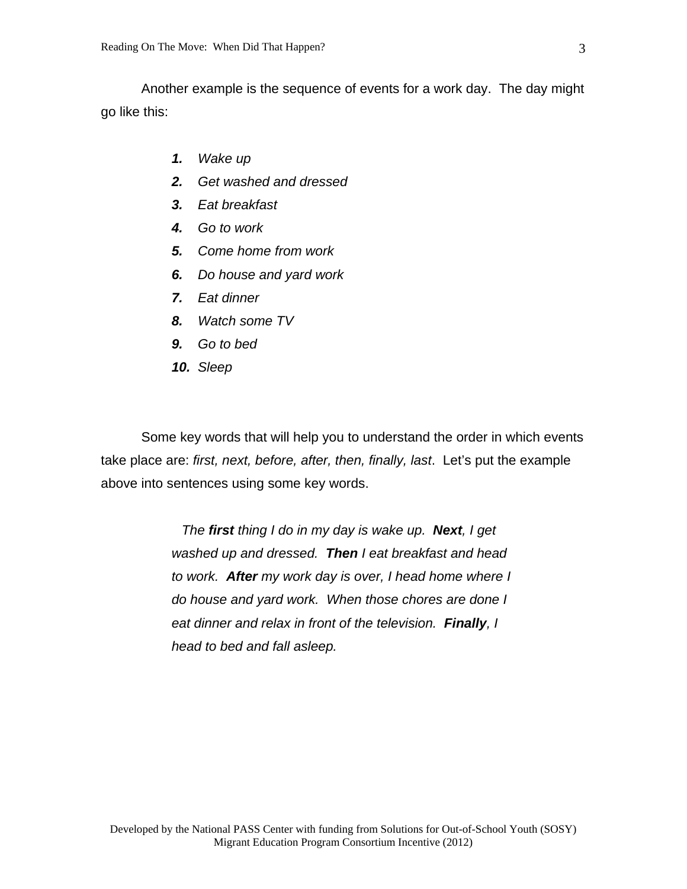Another example is the sequence of events for a work day. The day might go like this:

***1.*** *Wake up*
***2.*** *Get washed and dressed*
***3.*** *Eat breakfast*
***4.*** *Go to work*
***5.*** *Come home from work*
***6.*** *Do house and yard work*
***7.*** *Eat dinner*
***8.*** *Watch some TV*
***9.*** *Go to bed*
***10.*** *Sleep*

Some key words that will help you to understand the order in which events take place are: *first, next, before, after, then, finally, last*. Let's put the example above into sentences using some key words.

> *The **first** thing I do in my day is wake up. **Next**, I get washed up and dressed. **Then** I eat breakfast and head to work. **After** my work day is over, I head home where I do house and yard work. When those chores are done I eat dinner and relax in front of the television. **Finally**, I head to bed and fall asleep.*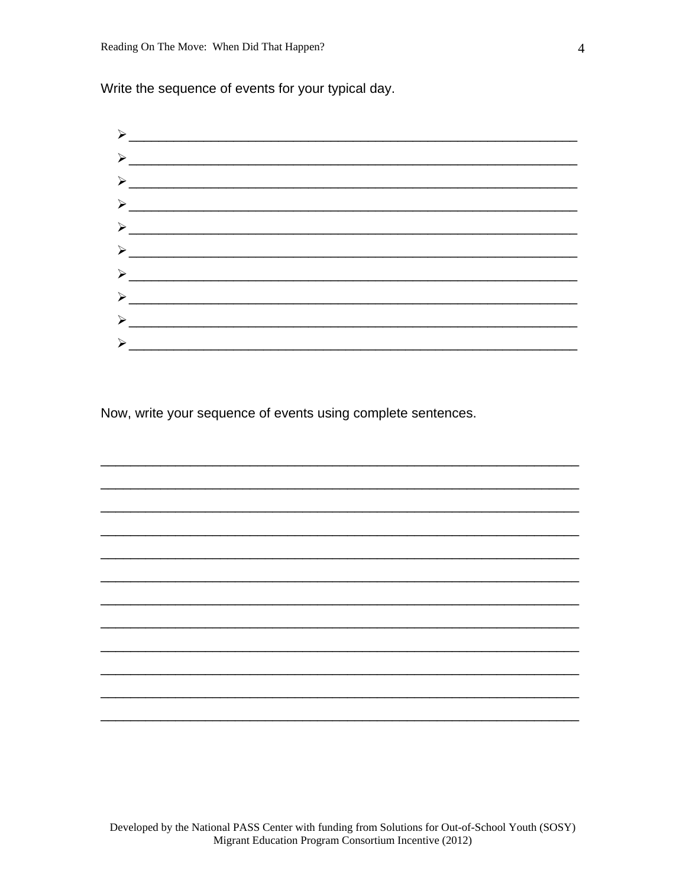Write the sequence of events for your typical day.

- ________________________________________________________________
- ________________________________________________________________
- ________________________________________________________________
- ________________________________________________________________
- ________________________________________________________________
- ________________________________________________________________
- ________________________________________________________________
- ________________________________________________________________
- ________________________________________________________________
- ________________________________________________________________

Now, write your sequence of events using complete sentences.

____________________________________________________________________

____________________________________________________________________

____________________________________________________________________

____________________________________________________________________

____________________________________________________________________

____________________________________________________________________

____________________________________________________________________

____________________________________________________________________

____________________________________________________________________

____________________________________________________________________

____________________________________________________________________

____________________________________________________________________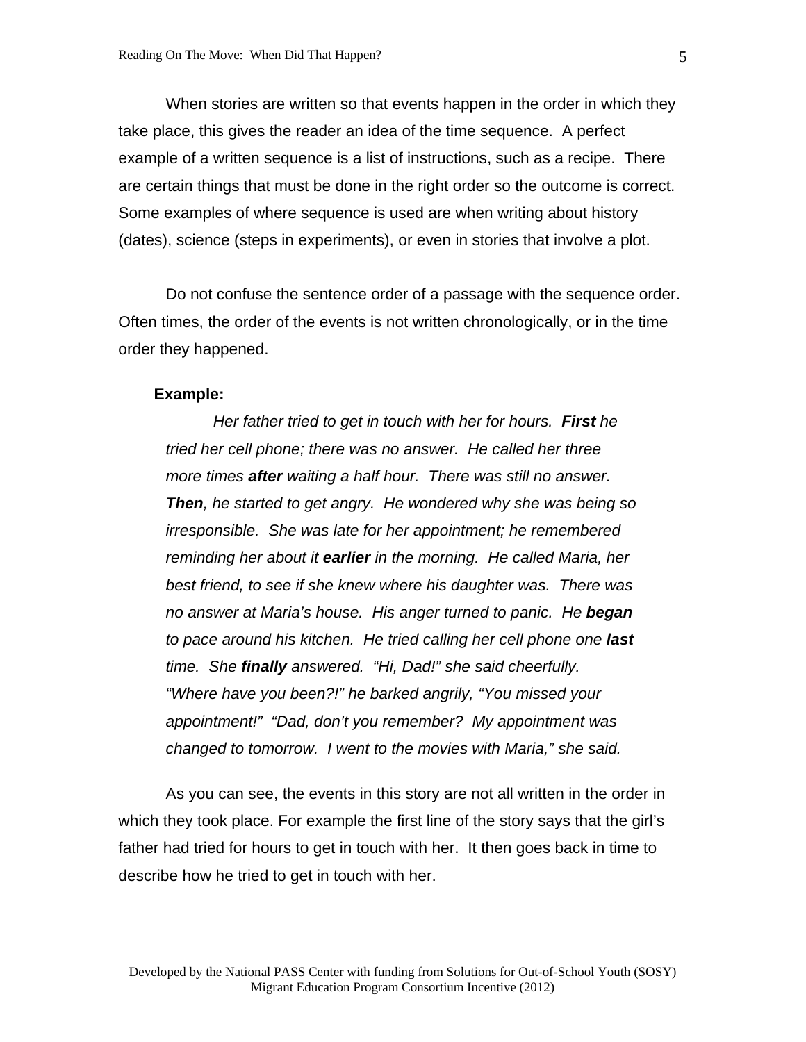When stories are written so that events happen in the order in which they take place, this gives the reader an idea of the time sequence. A perfect example of a written sequence is a list of instructions, such as a recipe. There are certain things that must be done in the right order so the outcome is correct. Some examples of where sequence is used are when writing about history (dates), science (steps in experiments), or even in stories that involve a plot.

Do not confuse the sentence order of a passage with the sequence order. Often times, the order of the events is not written chronologically, or in the time order they happened.

**Example:**

> *Her father tried to get in touch with her for hours.* ***First*** *he tried her cell phone; there was no answer. He called her three more times* ***after*** *waiting a half hour. There was still no answer.* ***Then****, he started to get angry. He wondered why she was being so irresponsible. She was late for her appointment; he remembered reminding her about it* ***earlier*** *in the morning. He called Maria, her best friend, to see if she knew where his daughter was. There was no answer at Maria's house. His anger turned to panic. He* ***began*** *to pace around his kitchen. He tried calling her cell phone one* ***last*** *time. She* ***finally*** *answered. "Hi, Dad!" she said cheerfully. "Where have you been?!" he barked angrily, "You missed your appointment!" "Dad, don't you remember? My appointment was changed to tomorrow. I went to the movies with Maria," she said.*

As you can see, the events in this story are not all written in the order in which they took place. For example the first line of the story says that the girl's father had tried for hours to get in touch with her. It then goes back in time to describe how he tried to get in touch with her.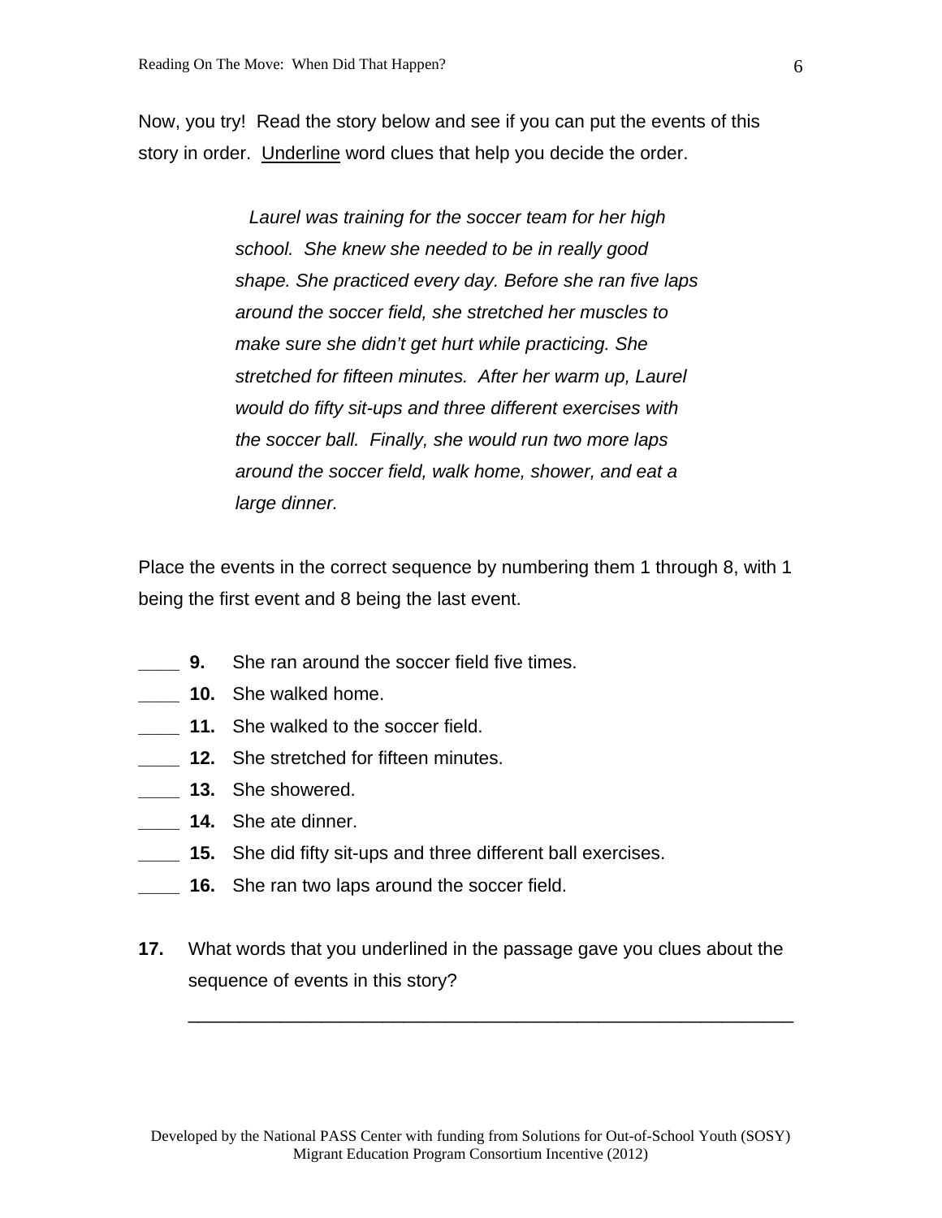Now, you try! Read the story below and see if you can put the events of this story in order. <u>Underline</u> word clues that help you decide the order.

> *Laurel was training for the soccer team for her high school. She knew she needed to be in really good shape. She practiced every day. Before she ran five laps around the soccer field, she stretched her muscles to make sure she didn't get hurt while practicing. She stretched for fifteen minutes. After her warm up, Laurel would do fifty sit-ups and three different exercises with the soccer ball. Finally, she would run two more laps around the soccer field, walk home, shower, and eat a large dinner.*

Place the events in the correct sequence by numbering them 1 through 8, with 1 being the first event and 8 being the last event.

____ **9.** She ran around the soccer field five times.

____ **10.** She walked home.

____ **11.** She walked to the soccer field.

____ **12.** She stretched for fifteen minutes.

____ **13.** She showered.

____ **14.** She ate dinner.

____ **15.** She did fifty sit-ups and three different ball exercises.

____ **16.** She ran two laps around the soccer field.

**17.** What words that you underlined in the passage gave you clues about the sequence of events in this story?

______________________________________________________________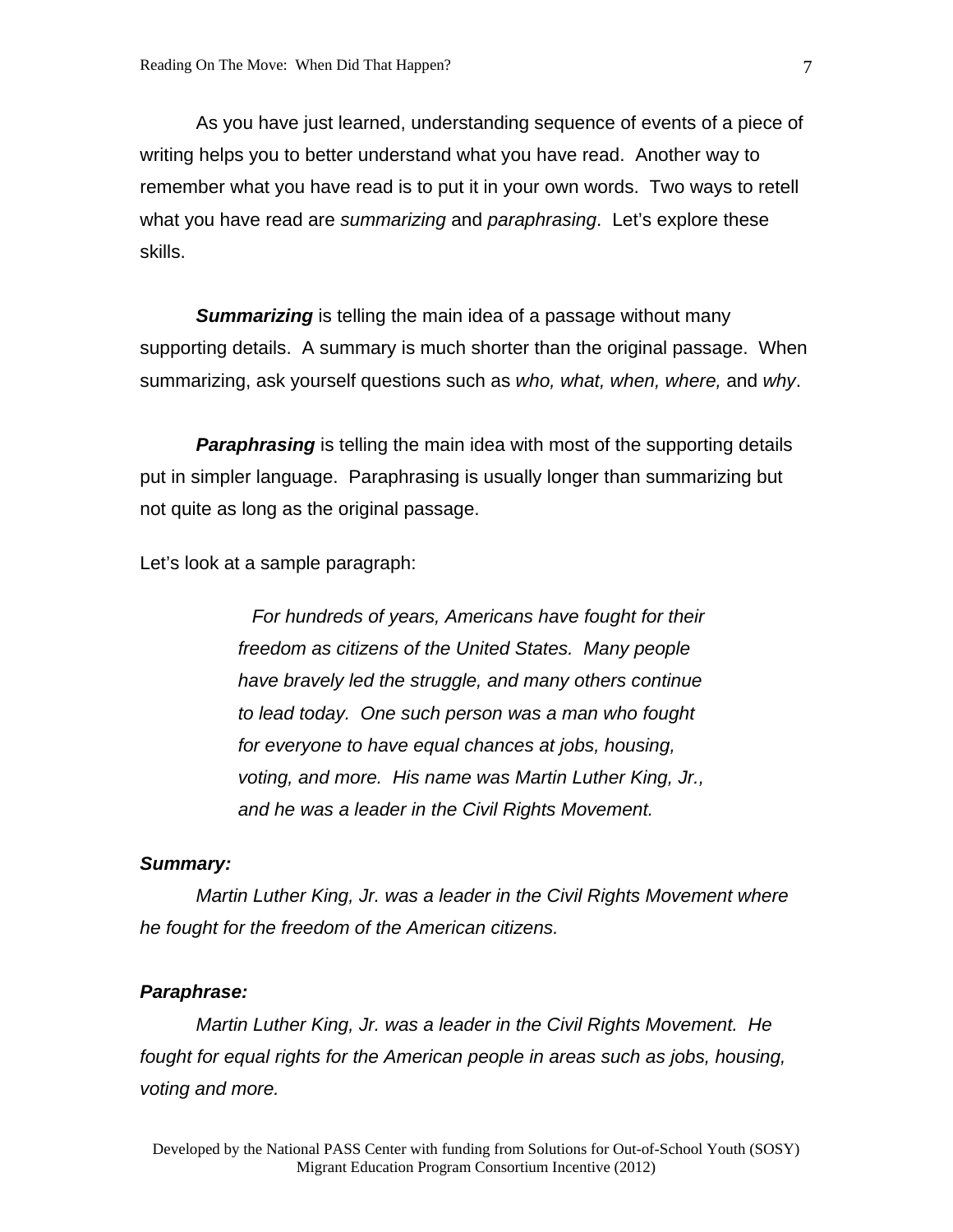As you have just learned, understanding sequence of events of a piece of writing helps you to better understand what you have read. Another way to remember what you have read is to put it in your own words. Two ways to retell what you have read are *summarizing* and *paraphrasing*. Let's explore these skills.

***Summarizing*** is telling the main idea of a passage without many supporting details. A summary is much shorter than the original passage. When summarizing, ask yourself questions such as *who, what, when, where,* and *why*.

***Paraphrasing*** is telling the main idea with most of the supporting details put in simpler language. Paraphrasing is usually longer than summarizing but not quite as long as the original passage.

Let's look at a sample paragraph:

> *For hundreds of years, Americans have fought for their freedom as citizens of the United States. Many people have bravely led the struggle, and many others continue to lead today. One such person was a man who fought for everyone to have equal chances at jobs, housing, voting, and more. His name was Martin Luther King, Jr., and he was a leader in the Civil Rights Movement.*

***Summary:***

*Martin Luther King, Jr. was a leader in the Civil Rights Movement where he fought for the freedom of the American citizens.*

***Paraphrase:***

*Martin Luther King, Jr. was a leader in the Civil Rights Movement. He fought for equal rights for the American people in areas such as jobs, housing, voting and more.*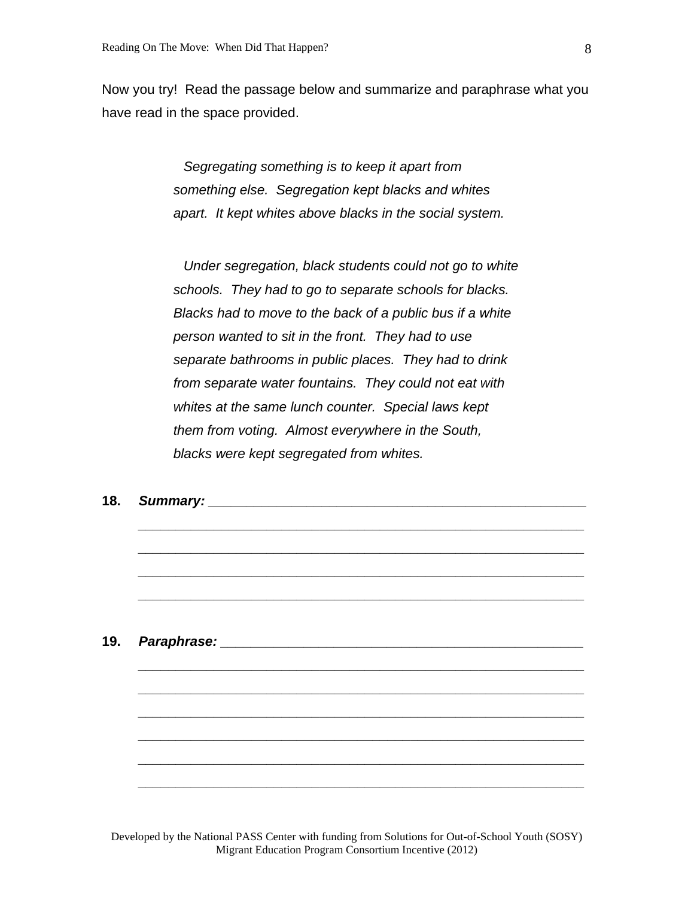Now you try! Read the passage below and summarize and paraphrase what you have read in the space provided.

> *Segregating something is to keep it apart from something else. Segregation kept blacks and whites apart. It kept whites above blacks in the social system.*
>
> *Under segregation, black students could not go to white schools. They had to go to separate schools for blacks. Blacks had to move to the back of a public bus if a white person wanted to sit in the front. They had to use separate bathrooms in public places. They had to drink from separate water fountains. They could not eat with whites at the same lunch counter. Special laws kept them from voting. Almost everywhere in the South, blacks were kept segregated from whites.*

**18.** ***Summary:*** ______________________________________________

______________________________________________________________

______________________________________________________________

______________________________________________________________

______________________________________________________________

**19.** ***Paraphrase:*** ____________________________________________

______________________________________________________________

______________________________________________________________

______________________________________________________________

______________________________________________________________

______________________________________________________________

______________________________________________________________

Developed by the National PASS Center with funding from Solutions for Out-of-School Youth (SOSY) Migrant Education Program Consortium Incentive (2012)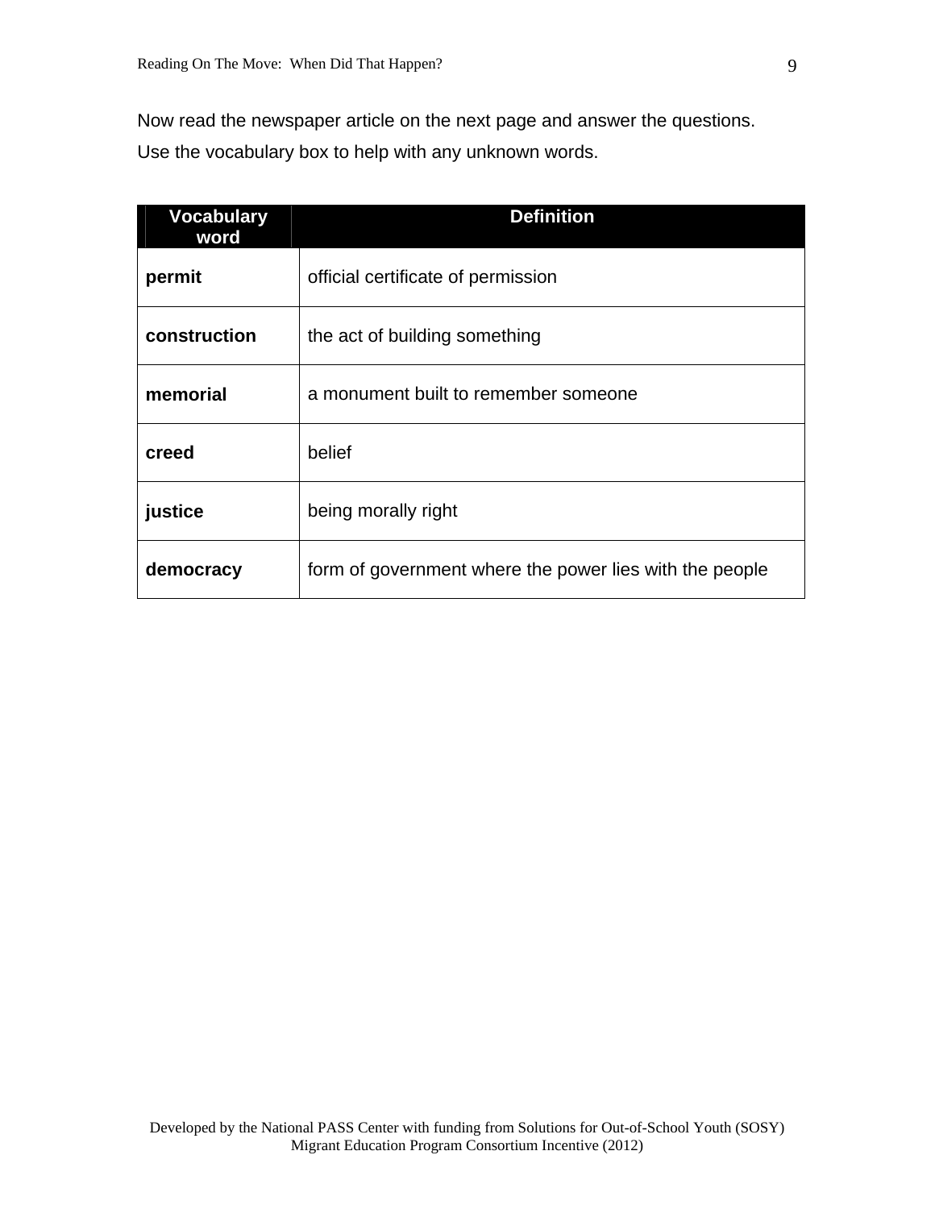Now read the newspaper article on the next page and answer the questions.
Use the vocabulary box to help with any unknown words.

| Vocabulary word | Definition |
|---|---|
| **permit** | official certificate of permission |
| **construction** | the act of building something |
| **memorial** | a monument built to remember someone |
| **creed** | belief |
| **justice** | being morally right |
| **democracy** | form of government where the power lies with the people |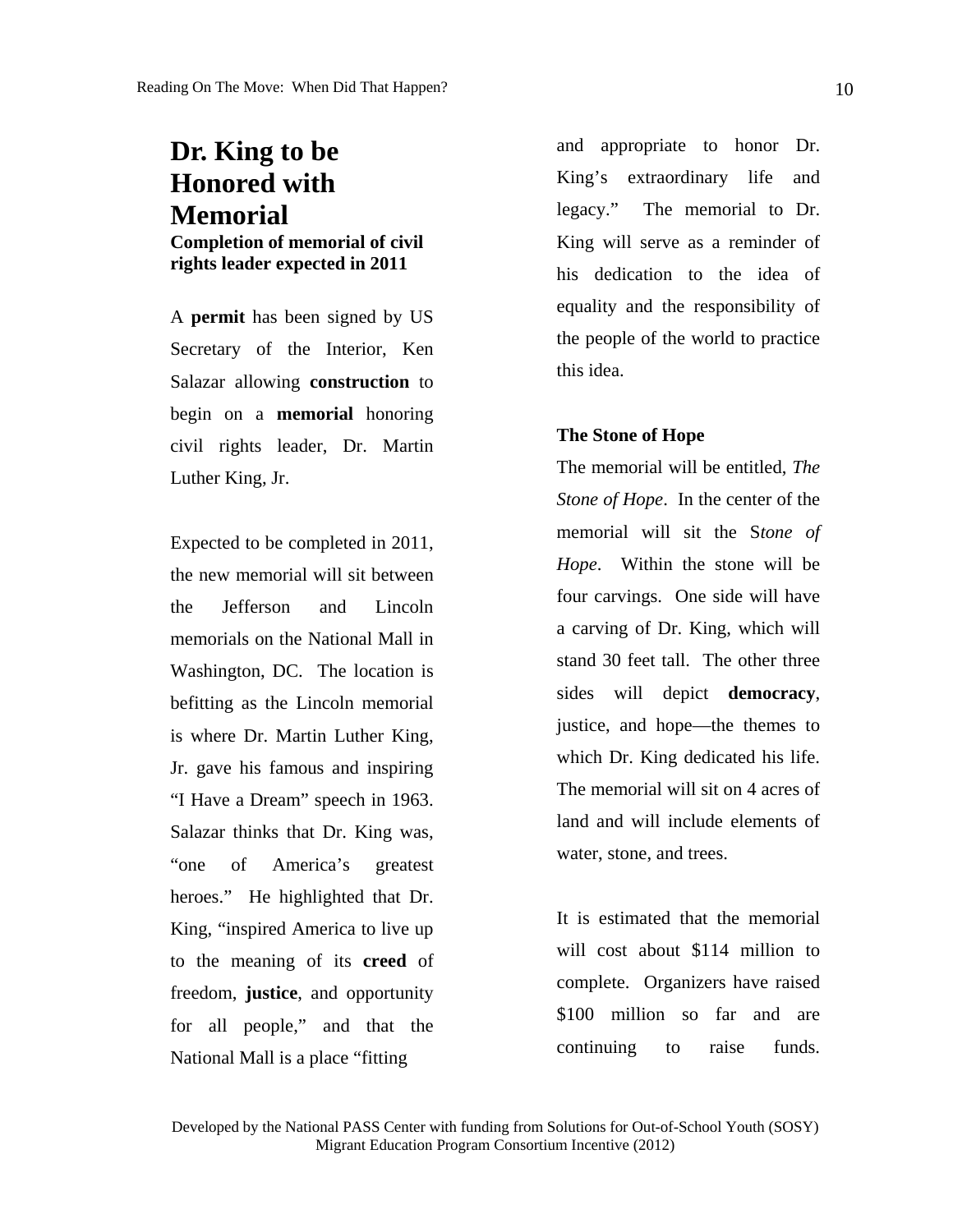# Dr. King to be Honored with Memorial

**Completion of memorial of civil rights leader expected in 2011**

A **permit** has been signed by US Secretary of the Interior, Ken Salazar allowing **construction** to begin on a **memorial** honoring civil rights leader, Dr. Martin Luther King, Jr.

Expected to be completed in 2011, the new memorial will sit between the Jefferson and Lincoln memorials on the National Mall in Washington, DC. The location is befitting as the Lincoln memorial is where Dr. Martin Luther King, Jr. gave his famous and inspiring "I Have a Dream" speech in 1963. Salazar thinks that Dr. King was, "one of America's greatest heroes." He highlighted that Dr. King, "inspired America to live up to the meaning of its **creed** of freedom, **justice**, and opportunity for all people," and that the National Mall is a place "fitting and appropriate to honor Dr. King's extraordinary life and legacy." The memorial to Dr. King will serve as a reminder of his dedication to the idea of equality and the responsibility of the people of the world to practice this idea.

**The Stone of Hope**

The memorial will be entitled, *The Stone of Hope*. In the center of the memorial will sit the S*tone of Hope*. Within the stone will be four carvings. One side will have a carving of Dr. King, which will stand 30 feet tall. The other three sides will depict **democracy**, justice, and hope—the themes to which Dr. King dedicated his life. The memorial will sit on 4 acres of land and will include elements of water, stone, and trees.

It is estimated that the memorial will cost about $114 million to complete. Organizers have raised $100 million so far and are continuing to raise funds.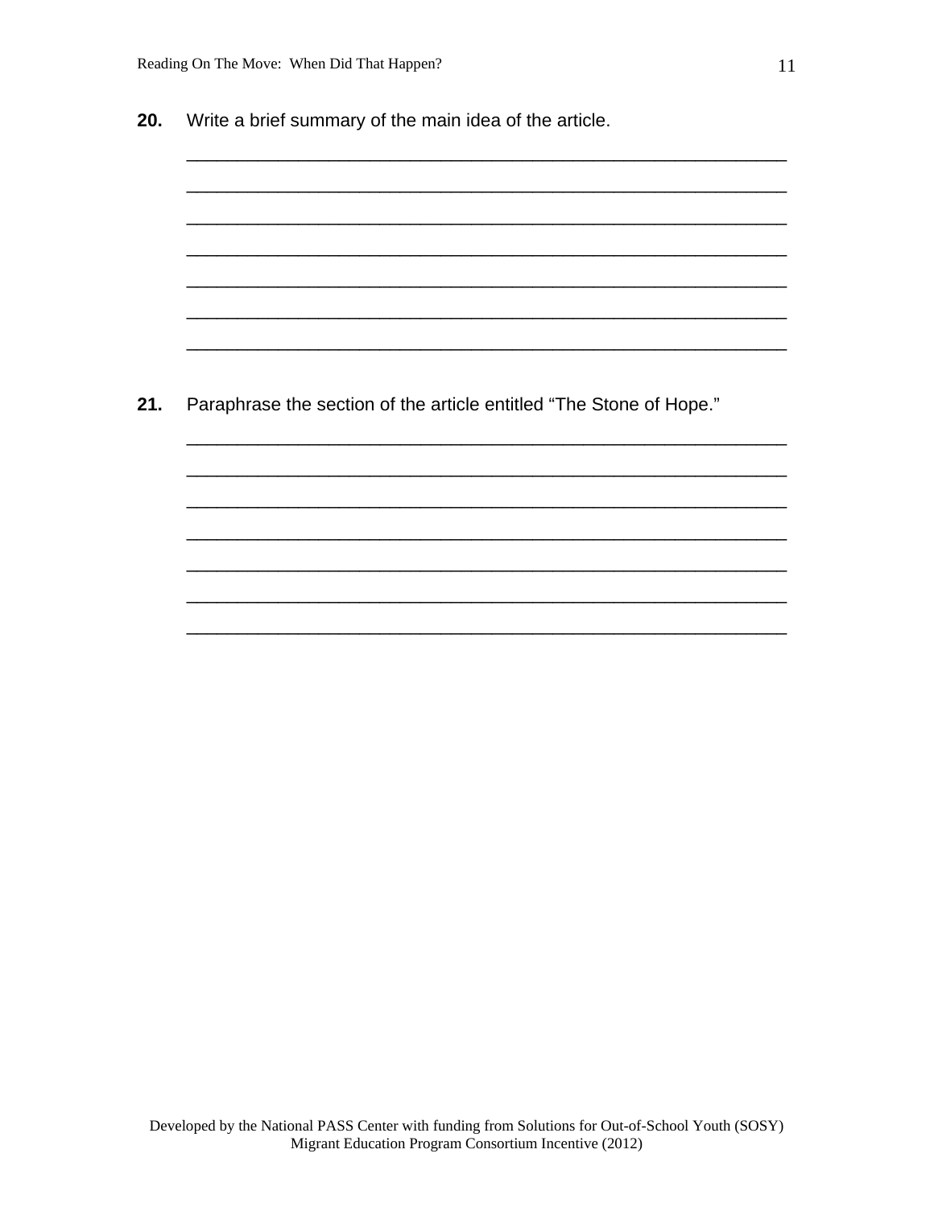**20.** Write a brief summary of the main idea of the article.

_______________________________________________________________

_______________________________________________________________

_______________________________________________________________

_______________________________________________________________

_______________________________________________________________

_______________________________________________________________

_______________________________________________________________

**21.** Paraphrase the section of the article entitled "The Stone of Hope."

_______________________________________________________________

_______________________________________________________________

_______________________________________________________________

_______________________________________________________________

_______________________________________________________________

_______________________________________________________________

_______________________________________________________________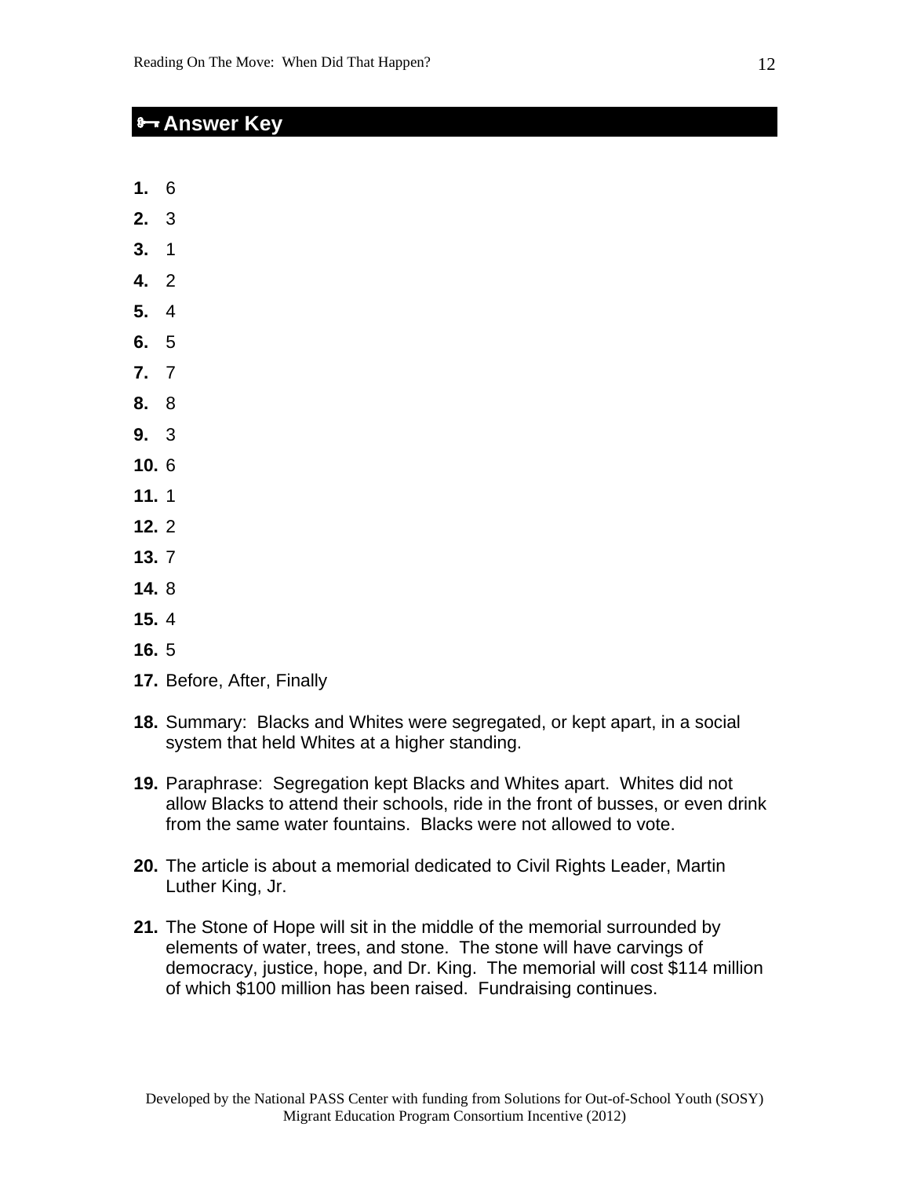## 🗝 Answer Key

1. 6
2. 3
3. 1
4. 2
5. 4
6. 5
7. 7
8. 8
9. 3
10. 6
11. 1
12. 2
13. 7
14. 8
15. 4
16. 5
17. Before, After, Finally
18. Summary: Blacks and Whites were segregated, or kept apart, in a social system that held Whites at a higher standing.
19. Paraphrase: Segregation kept Blacks and Whites apart. Whites did not allow Blacks to attend their schools, ride in the front of busses, or even drink from the same water fountains. Blacks were not allowed to vote.
20. The article is about a memorial dedicated to Civil Rights Leader, Martin Luther King, Jr.
21. The Stone of Hope will sit in the middle of the memorial surrounded by elements of water, trees, and stone. The stone will have carvings of democracy, justice, hope, and Dr. King. The memorial will cost $114 million of which $100 million has been raised. Fundraising continues.

Developed by the National PASS Center with funding from Solutions for Out-of-School Youth (SOSY) Migrant Education Program Consortium Incentive (2012)